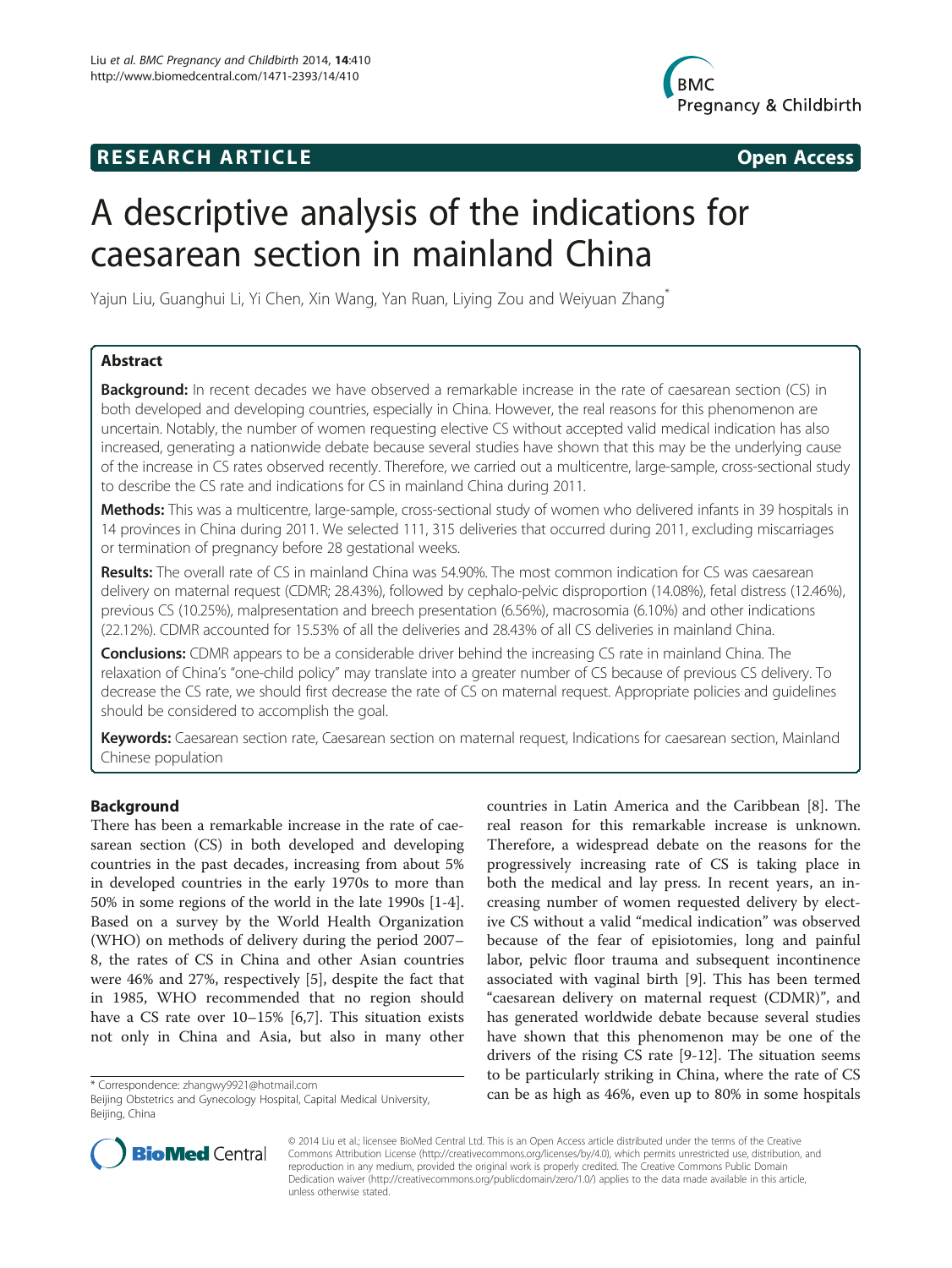**RESEARCH ARTICLE** **Open Access**

# A descriptive analysis of the indications for caesarean section in mainland China

Yajun Liu, Guanghui Li, Yi Chen, Xin Wang, Yan Ruan, Liying Zou and Weiyuan Zhang*

## Abstract

**Background:** In recent decades we have observed a remarkable increase in the rate of caesarean section (CS) in both developed and developing countries, especially in China. However, the real reasons for this phenomenon are uncertain. Notably, the number of women requesting elective CS without accepted valid medical indication has also increased, generating a nationwide debate because several studies have shown that this may be the underlying cause of the increase in CS rates observed recently. Therefore, we carried out a multicentre, large-sample, cross-sectional study to describe the CS rate and indications for CS in mainland China during 2011.

**Methods:** This was a multicentre, large-sample, cross-sectional study of women who delivered infants in 39 hospitals in 14 provinces in China during 2011. We selected 111, 315 deliveries that occurred during 2011, excluding miscarriages or termination of pregnancy before 28 gestational weeks.

**Results:** The overall rate of CS in mainland China was 54.90%. The most common indication for CS was caesarean delivery on maternal request (CDMR; 28.43%), followed by cephalo-pelvic disproportion (14.08%), fetal distress (12.46%), previous CS (10.25%), malpresentation and breech presentation (6.56%), macrosomia (6.10%) and other indications (22.12%). CDMR accounted for 15.53% of all the deliveries and 28.43% of all CS deliveries in mainland China.

**Conclusions:** CDMR appears to be a considerable driver behind the increasing CS rate in mainland China. The relaxation of China's "one-child policy" may translate into a greater number of CS because of previous CS delivery. To decrease the CS rate, we should first decrease the rate of CS on maternal request. Appropriate policies and guidelines should be considered to accomplish the goal.

**Keywords:** Caesarean section rate, Caesarean section on maternal request, Indications for caesarean section, Mainland Chinese population

## Background

There has been a remarkable increase in the rate of caesarean section (CS) in both developed and developing countries in the past decades, increasing from about 5% in developed countries in the early 1970s to more than 50% in some regions of the world in the late 1990s [1-4]. Based on a survey by the World Health Organization (WHO) on methods of delivery during the period 2007–8, the rates of CS in China and other Asian countries were 46% and 27%, respectively [5], despite the fact that in 1985, WHO recommended that no region should have a CS rate over 10–15% [6,7]. This situation exists not only in China and Asia, but also in many other countries in Latin America and the Caribbean [8]. The real reason for this remarkable increase is unknown. Therefore, a widespread debate on the reasons for the progressively increasing rate of CS is taking place in both the medical and lay press. In recent years, an increasing number of women requested delivery by elective CS without a valid "medical indication" was observed because of the fear of episiotomies, long and painful labor, pelvic floor trauma and subsequent incontinence associated with vaginal birth [9]. This has been termed "caesarean delivery on maternal request (CDMR)", and has generated worldwide debate because several studies have shown that this phenomenon may be one of the drivers of the rising CS rate [9-12]. The situation seems to be particularly striking in China, where the rate of CS can be as high as 46%, even up to 80% in some hospitals

\* Correspondence: zhangwy9921@hotmail.com
Beijing Obstetrics and Gynecology Hospital, Capital Medical University, Beijing, China

© 2014 Liu et al.; licensee BioMed Central Ltd. This is an Open Access article distributed under the terms of the Creative Commons Attribution License (http://creativecommons.org/licenses/by/4.0), which permits unrestricted use, distribution, and reproduction in any medium, provided the original work is properly credited. The Creative Commons Public Domain Dedication waiver (http://creativecommons.org/publicdomain/zero/1.0/) applies to the data made available in this article, unless otherwise stated.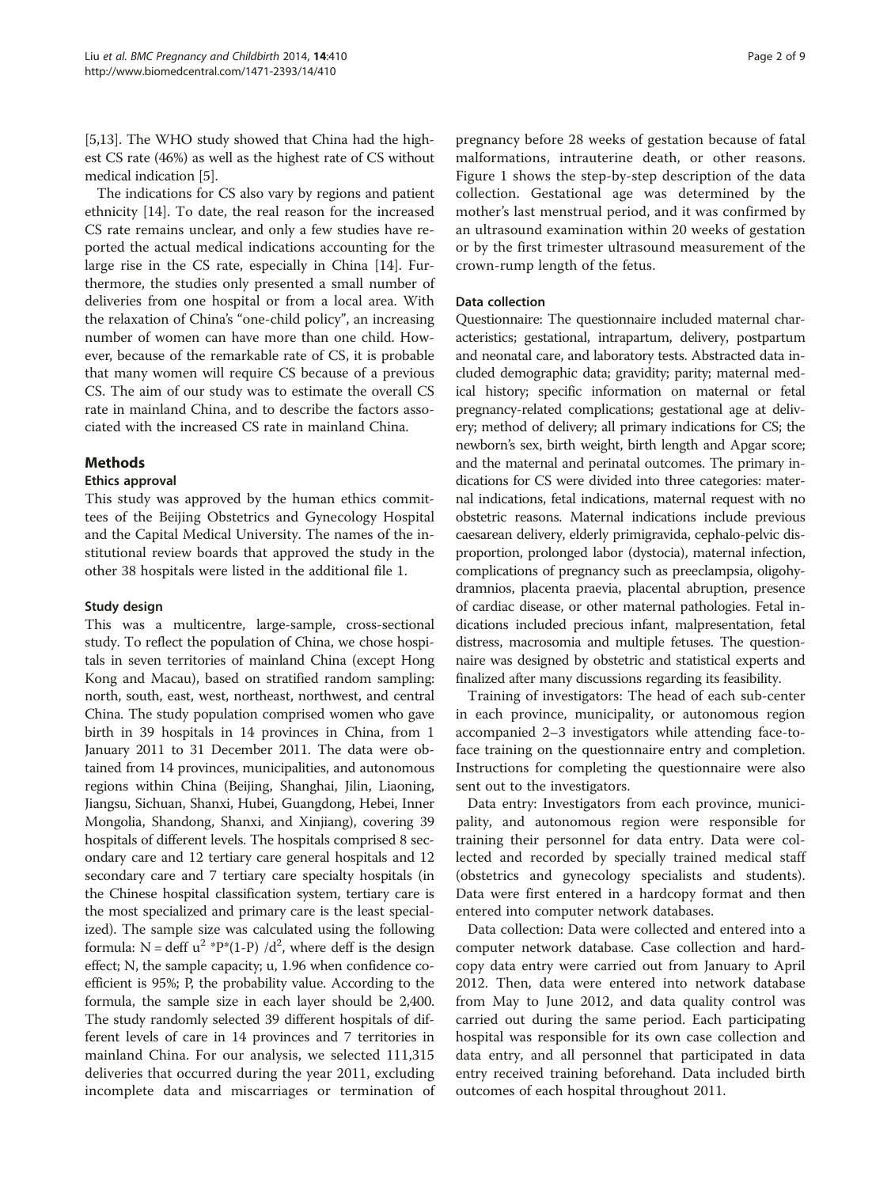[5,13]. The WHO study showed that China had the highest CS rate (46%) as well as the highest rate of CS without medical indication [5].

The indications for CS also vary by regions and patient ethnicity [14]. To date, the real reason for the increased CS rate remains unclear, and only a few studies have reported the actual medical indications accounting for the large rise in the CS rate, especially in China [14]. Furthermore, the studies only presented a small number of deliveries from one hospital or from a local area. With the relaxation of China's "one-child policy", an increasing number of women can have more than one child. However, because of the remarkable rate of CS, it is probable that many women will require CS because of a previous CS. The aim of our study was to estimate the overall CS rate in mainland China, and to describe the factors associated with the increased CS rate in mainland China.

## Methods

### Ethics approval

This study was approved by the human ethics committees of the Beijing Obstetrics and Gynecology Hospital and the Capital Medical University. The names of the institutional review boards that approved the study in the other 38 hospitals were listed in the additional file 1.

### Study design

This was a multicentre, large-sample, cross-sectional study. To reflect the population of China, we chose hospitals in seven territories of mainland China (except Hong Kong and Macau), based on stratified random sampling: north, south, east, west, northeast, northwest, and central China. The study population comprised women who gave birth in 39 hospitals in 14 provinces in China, from 1 January 2011 to 31 December 2011. The data were obtained from 14 provinces, municipalities, and autonomous regions within China (Beijing, Shanghai, Jilin, Liaoning, Jiangsu, Sichuan, Shanxi, Hubei, Guangdong, Hebei, Inner Mongolia, Shandong, Shanxi, and Xinjiang), covering 39 hospitals of different levels. The hospitals comprised 8 secondary care and 12 tertiary care general hospitals and 12 secondary care and 7 tertiary care specialty hospitals (in the Chinese hospital classification system, tertiary care is the most specialized and primary care is the least specialized). The sample size was calculated using the following formula: $N = deff\ u^2 * P * (1-P) / d^2$, where deff is the design effect; N, the sample capacity; u, 1.96 when confidence coefficient is 95%; P, the probability value. According to the formula, the sample size in each layer should be 2,400. The study randomly selected 39 different hospitals of different levels of care in 14 provinces and 7 territories in mainland China. For our analysis, we selected 111,315 deliveries that occurred during the year 2011, excluding incomplete data and miscarriages or termination of pregnancy before 28 weeks of gestation because of fatal malformations, intrauterine death, or other reasons. Figure 1 shows the step-by-step description of the data collection. Gestational age was determined by the mother's last menstrual period, and it was confirmed by an ultrasound examination within 20 weeks of gestation or by the first trimester ultrasound measurement of the crown-rump length of the fetus.

### Data collection

Questionnaire: The questionnaire included maternal characteristics; gestational, intrapartum, delivery, postpartum and neonatal care, and laboratory tests. Abstracted data included demographic data; gravidity; parity; maternal medical history; specific information on maternal or fetal pregnancy-related complications; gestational age at delivery; method of delivery; all primary indications for CS; the newborn's sex, birth weight, birth length and Apgar score; and the maternal and perinatal outcomes. The primary indications for CS were divided into three categories: maternal indications, fetal indications, maternal request with no obstetric reasons. Maternal indications include previous caesarean delivery, elderly primigravida, cephalo-pelvic disproportion, prolonged labor (dystocia), maternal infection, complications of pregnancy such as preeclampsia, oligohydramnios, placenta praevia, placental abruption, presence of cardiac disease, or other maternal pathologies. Fetal indications included precious infant, malpresentation, fetal distress, macrosomia and multiple fetuses. The questionnaire was designed by obstetric and statistical experts and finalized after many discussions regarding its feasibility.

Training of investigators: The head of each sub-center in each province, municipality, or autonomous region accompanied 2–3 investigators while attending face-to-face training on the questionnaire entry and completion. Instructions for completing the questionnaire were also sent out to the investigators.

Data entry: Investigators from each province, municipality, and autonomous region were responsible for training their personnel for data entry. Data were collected and recorded by specially trained medical staff (obstetrics and gynecology specialists and students). Data were first entered in a hardcopy format and then entered into computer network databases.

Data collection: Data were collected and entered into a computer network database. Case collection and hardcopy data entry were carried out from January to April 2012. Then, data were entered into network database from May to June 2012, and data quality control was carried out during the same period. Each participating hospital was responsible for its own case collection and data entry, and all personnel that participated in data entry received training beforehand. Data included birth outcomes of each hospital throughout 2011.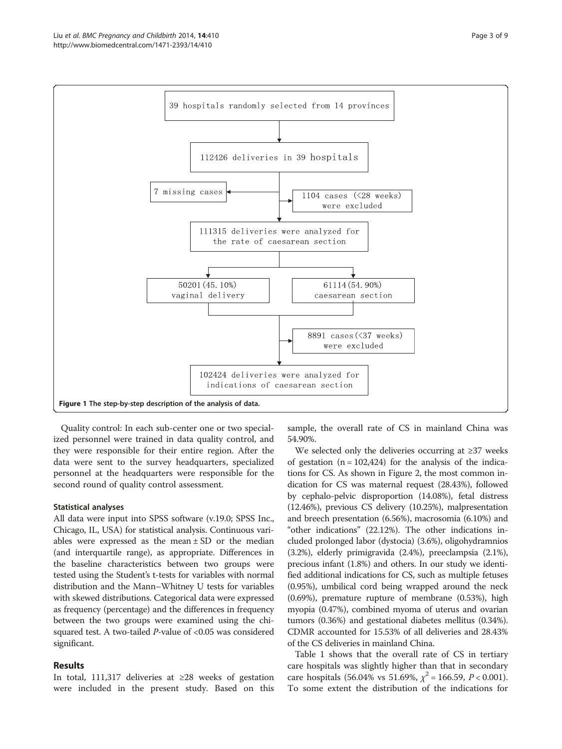39 hospitals randomly selected from 14 provinces

112426 deliveries in 39 hospitals

7 missing cases

1104 cases (<28 weeks) were excluded

111315 deliveries were analyzed for the rate of caesarean section

50201(45.10%) vaginal delivery

61114(54.90%) caesarean section

8891 cases(<37 weeks) were excluded

102424 deliveries were analyzed for indications of caesarean section

**Figure 1 The step-by-step description of the analysis of data.**

Quality control: In each sub-center one or two specialized personnel were trained in data quality control, and they were responsible for their entire region. After the data were sent to the survey headquarters, specialized personnel at the headquarters were responsible for the second round of quality control assessment.

### Statistical analyses

All data were input into SPSS software (v.19.0; SPSS Inc., Chicago, IL, USA) for statistical analysis. Continuous variables were expressed as the mean ± SD or the median (and interquartile range), as appropriate. Differences in the baseline characteristics between two groups were tested using the Student's t-tests for variables with normal distribution and the Mann–Whitney U tests for variables with skewed distributions. Categorical data were expressed as frequency (percentage) and the differences in frequency between the two groups were examined using the chi-squared test. A two-tailed *P*-value of <0.05 was considered significant.

## Results

In total, 111,317 deliveries at ≥28 weeks of gestation were included in the present study. Based on this sample, the overall rate of CS in mainland China was 54.90%.

We selected only the deliveries occurring at ≥37 weeks of gestation (n = 102,424) for the analysis of the indications for CS. As shown in Figure 2, the most common indication for CS was maternal request (28.43%), followed by cephalo-pelvic disproportion (14.08%), fetal distress (12.46%), previous CS delivery (10.25%), malpresentation and breech presentation (6.56%), macrosomia (6.10%) and "other indications" (22.12%). The other indications included prolonged labor (dystocia) (3.6%), oligohydramnios (3.2%), elderly primigravida (2.4%), preeclampsia (2.1%), precious infant (1.8%) and others. In our study we identified additional indications for CS, such as multiple fetuses (0.95%), umbilical cord being wrapped around the neck (0.69%), premature rupture of membrane (0.53%), high myopia (0.47%), combined myoma of uterus and ovarian tumors (0.36%) and gestational diabetes mellitus (0.34%). CDMR accounted for 15.53% of all deliveries and 28.43% of the CS deliveries in mainland China.

Table 1 shows that the overall rate of CS in tertiary care hospitals was slightly higher than that in secondary care hospitals (56.04% vs 51.69%, $\chi^2 = 166.59$, $P < 0.001$). To some extent the distribution of the indications for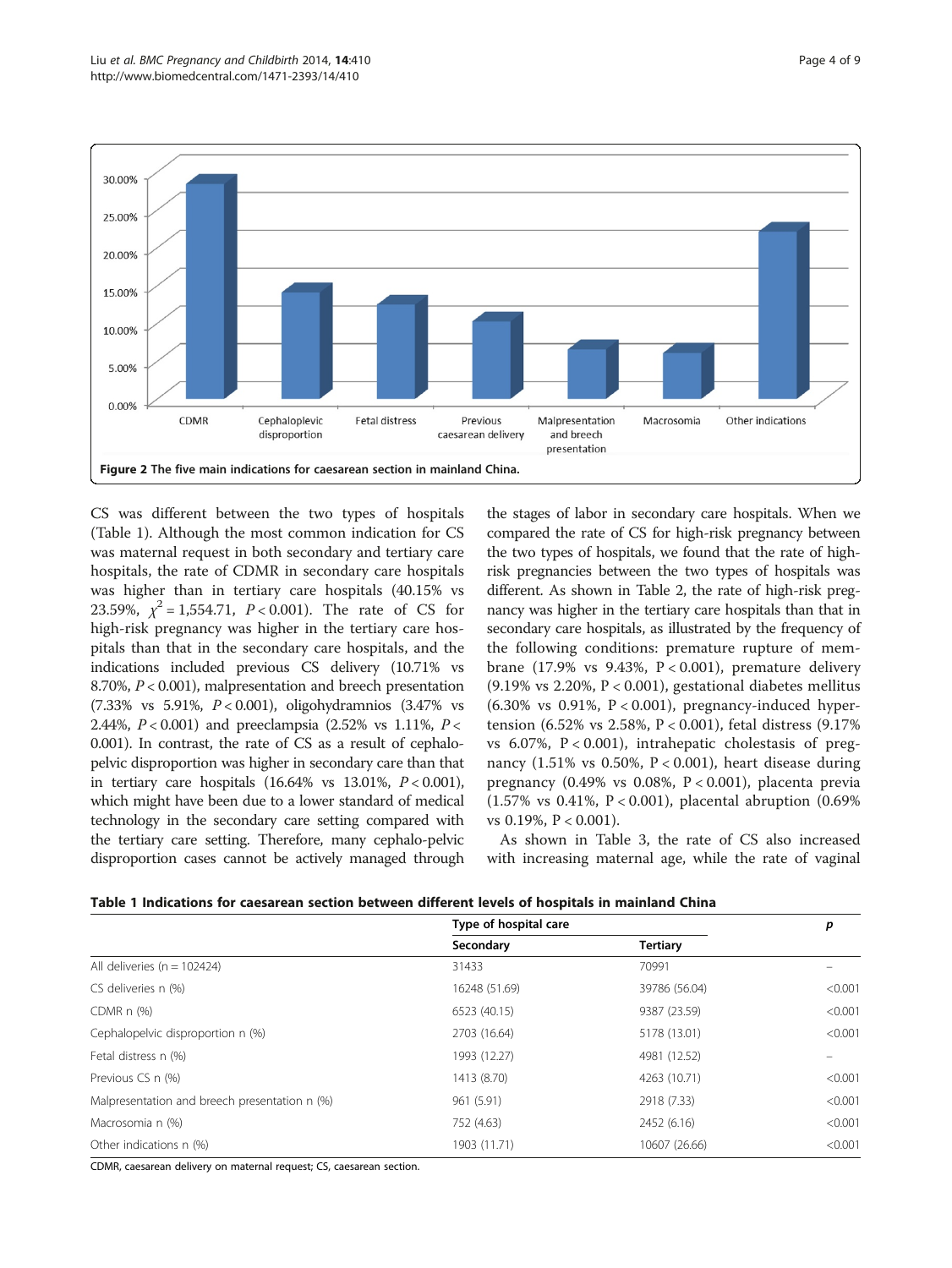Figure 2 The five main indications for caesarean section in mainland China.

CS was different between the two types of hospitals (Table 1). Although the most common indication for CS was maternal request in both secondary and tertiary care hospitals, the rate of CDMR in secondary care hospitals was higher than in tertiary care hospitals (40.15% vs 23.59%, $\chi^2 = 1{,}554.71$, $P < 0.001$). The rate of CS for high-risk pregnancy was higher in the tertiary care hospitals than that in the secondary care hospitals, and the indications included previous CS delivery (10.71% vs 8.70%, $P < 0.001$), malpresentation and breech presentation (7.33% vs 5.91%, $P < 0.001$), oligohydramnios (3.47% vs 2.44%, $P < 0.001$) and preeclampsia (2.52% vs 1.11%, $P < 0.001$). In contrast, the rate of CS as a result of cephalopelvic disproportion was higher in secondary care than that in tertiary care hospitals (16.64% vs 13.01%, $P < 0.001$), which might have been due to a lower standard of medical technology in the secondary care setting compared with the tertiary care setting. Therefore, many cephalo-pelvic disproportion cases cannot be actively managed through the stages of labor in secondary care hospitals. When we compared the rate of CS for high-risk pregnancy between the two types of hospitals, we found that the rate of high-risk pregnancies between the two types of hospitals was different. As shown in Table 2, the rate of high-risk pregnancy was higher in the tertiary care hospitals than that in secondary care hospitals, as illustrated by the frequency of the following conditions: premature rupture of membrane (17.9% vs 9.43%, $P < 0.001$), premature delivery (9.19% vs 2.20%, $P < 0.001$), gestational diabetes mellitus (6.30% vs 0.91%, $P < 0.001$), pregnancy-induced hypertension (6.52% vs 2.58%, $P < 0.001$), fetal distress (9.17% vs 6.07%, $P < 0.001$), intrahepatic cholestasis of pregnancy (1.51% vs 0.50%, $P < 0.001$), heart disease during pregnancy (0.49% vs 0.08%, $P < 0.001$), placenta previa (1.57% vs 0.41%, $P < 0.001$), placental abruption (0.69% vs 0.19%, $P < 0.001$).

As shown in Table 3, the rate of CS also increased with increasing maternal age, while the rate of vaginal

**Table 1 Indications for caesarean section between different levels of hospitals in mainland China**

| | Type of hospital care | | p |
|---|---|---|---|
| | Secondary | Tertiary | |
| All deliveries (n = 102424) | 31433 | 70991 | – |
| CS deliveries n (%) | 16248 (51.69) | 39786 (56.04) | <0.001 |
| CDMR n (%) | 6523 (40.15) | 9387 (23.59) | <0.001 |
| Cephalopelvic disproportion n (%) | 2703 (16.64) | 5178 (13.01) | <0.001 |
| Fetal distress n (%) | 1993 (12.27) | 4981 (12.52) | – |
| Previous CS n (%) | 1413 (8.70) | 4263 (10.71) | <0.001 |
| Malpresentation and breech presentation n (%) | 961 (5.91) | 2918 (7.33) | <0.001 |
| Macrosomia n (%) | 752 (4.63) | 2452 (6.16) | <0.001 |
| Other indications n (%) | 1903 (11.71) | 10607 (26.66) | <0.001 |

CDMR, caesarean delivery on maternal request; CS, caesarean section.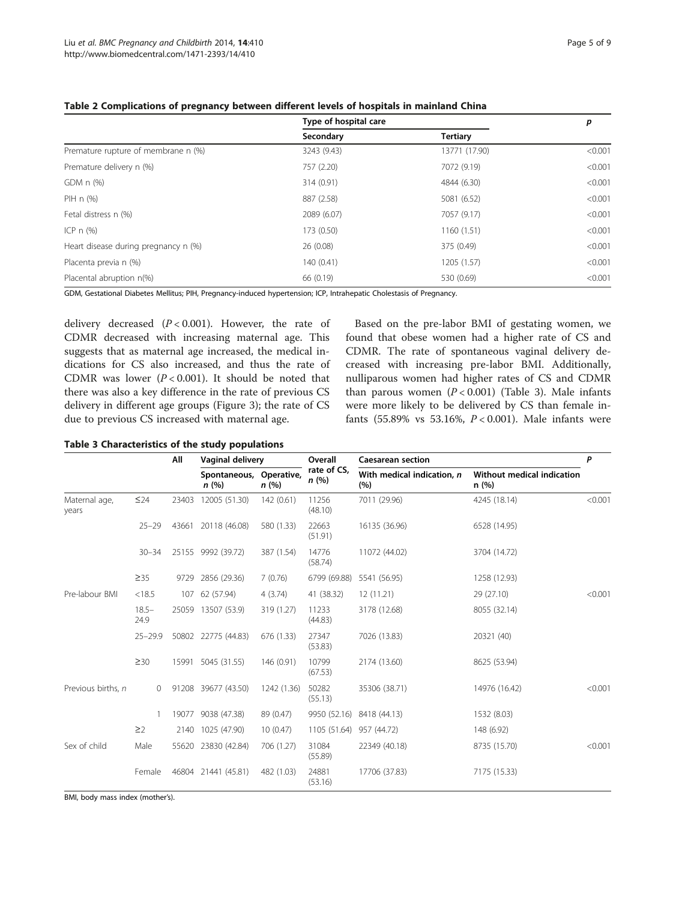**Table 2 Complications of pregnancy between different levels of hospitals in mainland China**

| | Type of hospital care | | p |
|---|---|---|---|
| | Secondary | Tertiary | |
| Premature rupture of membrane n (%) | 3243 (9.43) | 13771 (17.90) | <0.001 |
| Premature delivery n (%) | 757 (2.20) | 7072 (9.19) | <0.001 |
| GDM n (%) | 314 (0.91) | 4844 (6.30) | <0.001 |
| PIH n (%) | 887 (2.58) | 5081 (6.52) | <0.001 |
| Fetal distress n (%) | 2089 (6.07) | 7057 (9.17) | <0.001 |
| ICP n (%) | 173 (0.50) | 1160 (1.51) | <0.001 |
| Heart disease during pregnancy n (%) | 26 (0.08) | 375 (0.49) | <0.001 |
| Placenta previa n (%) | 140 (0.41) | 1205 (1.57) | <0.001 |
| Placental abruption n(%) | 66 (0.19) | 530 (0.69) | <0.001 |

GDM, Gestational Diabetes Mellitus; PIH, Pregnancy-induced hypertension; ICP, Intrahepatic Cholestasis of Pregnancy.

delivery decreased ($P < 0.001$). However, the rate of CDMR decreased with increasing maternal age. This suggests that as maternal age increased, the medical indications for CS also increased, and thus the rate of CDMR was lower ($P < 0.001$). It should be noted that there was also a key difference in the rate of previous CS delivery in different age groups (Figure 3); the rate of CS due to previous CS increased with maternal age.

Based on the pre-labor BMI of gestating women, we found that obese women had a higher rate of CS and CDMR. The rate of spontaneous vaginal delivery decreased with increasing pre-labor BMI. Additionally, nulliparous women had higher rates of CS and CDMR than parous women ($P < 0.001$) (Table 3). Male infants were more likely to be delivered by CS than female infants (55.89% vs 53.16%, $P < 0.001$). Male infants were

**Table 3 Characteristics of the study populations**

| | | All | Vaginal delivery | | Overall rate of CS, *n* (%) | Caesarean section | | P |
|---|---|---|---|---|---|---|---|---|
| | | | Spontaneous, *n* (%) | Operative, *n* (%) | | With medical indication, *n* (%) | Without medical indication n (%) | |
| Maternal age, years | ≤24 | 23403 | 12005 (51.30) | 142 (0.61) | 11256 (48.10) | 7011 (29.96) | 4245 (18.14) | <0.001 |
| | 25–29 | 43661 | 20118 (46.08) | 580 (1.33) | 22663 (51.91) | 16135 (36.96) | 6528 (14.95) | |
| | 30–34 | 25155 | 9992 (39.72) | 387 (1.54) | 14776 (58.74) | 11072 (44.02) | 3704 (14.72) | |
| | ≥35 | 9729 | 2856 (29.36) | 7 (0.76) | 6799 (69.88) | 5541 (56.95) | 1258 (12.93) | |
| Pre-labour BMI | <18.5 | 107 | 62 (57.94) | 4 (3.74) | 41 (38.32) | 12 (11.21) | 29 (27.10) | <0.001 |
| | 18.5–24.9 | 25059 | 13507 (53.9) | 319 (1.27) | 11233 (44.83) | 3178 (12.68) | 8055 (32.14) | |
| | 25–29.9 | 50802 | 22775 (44.83) | 676 (1.33) | 27347 (53.83) | 7026 (13.83) | 20321 (40) | |
| | ≥30 | 15991 | 5045 (31.55) | 146 (0.91) | 10799 (67.53) | 2174 (13.60) | 8625 (53.94) | |
| Previous births, *n* | 0 | 91208 | 39677 (43.50) | 1242 (1.36) | 50282 (55.13) | 35306 (38.71) | 14976 (16.42) | <0.001 |
| | 1 | 19077 | 9038 (47.38) | 89 (0.47) | 9950 (52.16) | 8418 (44.13) | 1532 (8.03) | |
| | ≥2 | 2140 | 1025 (47.90) | 10 (0.47) | 1105 (51.64) | 957 (44.72) | 148 (6.92) | |
| Sex of child | Male | 55620 | 23830 (42.84) | 706 (1.27) | 31084 (55.89) | 22349 (40.18) | 8735 (15.70) | <0.001 |
| | Female | 46804 | 21441 (45.81) | 482 (1.03) | 24881 (53.16) | 17706 (37.83) | 7175 (15.33) | |

BMI, body mass index (mother's).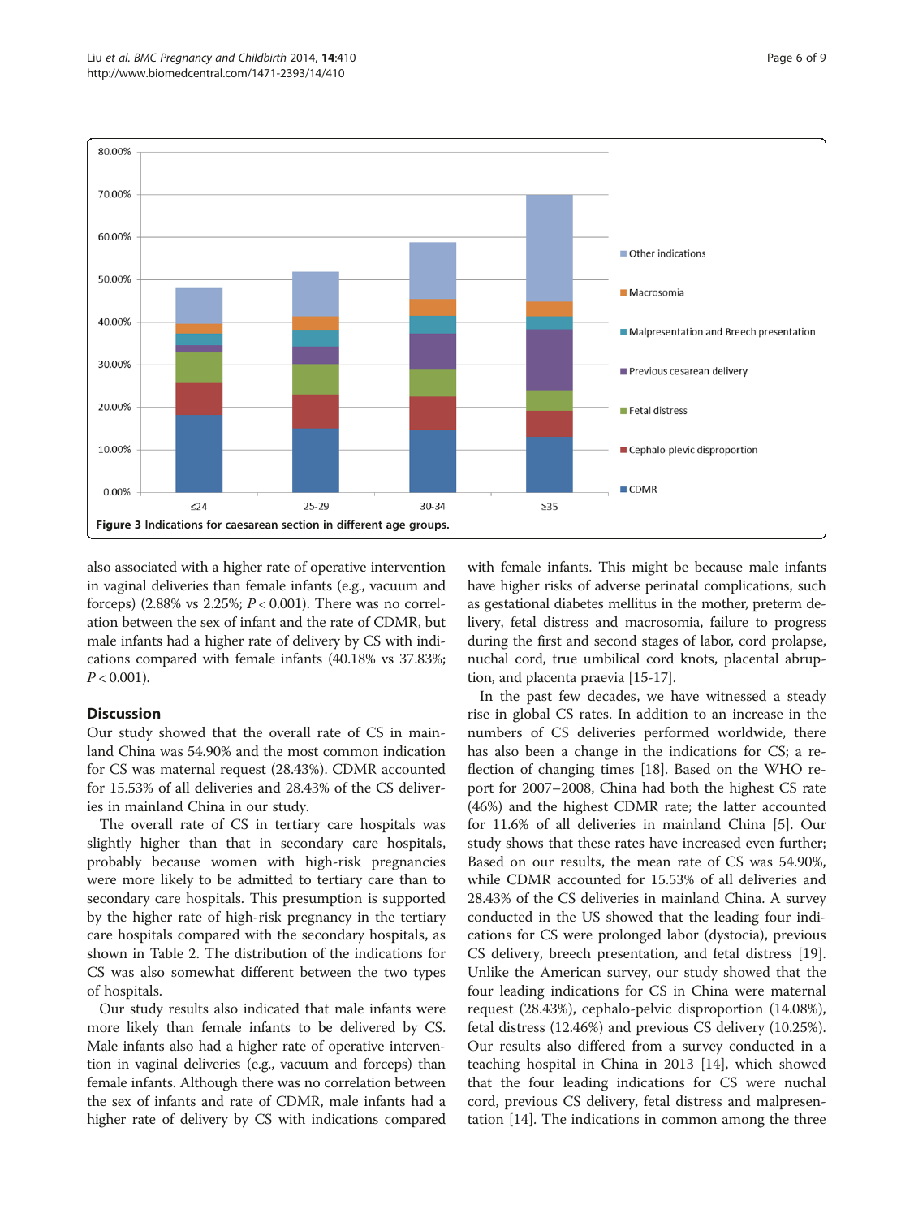Figure 3 Indications for caesarean section in different age groups.

also associated with a higher rate of operative intervention in vaginal deliveries than female infants (e.g., vacuum and forceps) (2.88% vs 2.25%; $P < 0.001$). There was no correlation between the sex of infant and the rate of CDMR, but male infants had a higher rate of delivery by CS with indications compared with female infants (40.18% vs 37.83%; $P < 0.001$).

## Discussion

Our study showed that the overall rate of CS in mainland China was 54.90% and the most common indication for CS was maternal request (28.43%). CDMR accounted for 15.53% of all deliveries and 28.43% of the CS deliveries in mainland China in our study.

The overall rate of CS in tertiary care hospitals was slightly higher than that in secondary care hospitals, probably because women with high-risk pregnancies were more likely to be admitted to tertiary care than to secondary care hospitals. This presumption is supported by the higher rate of high-risk pregnancy in the tertiary care hospitals compared with the secondary hospitals, as shown in Table 2. The distribution of the indications for CS was also somewhat different between the two types of hospitals.

Our study results also indicated that male infants were more likely than female infants to be delivered by CS. Male infants also had a higher rate of operative intervention in vaginal deliveries (e.g., vacuum and forceps) than female infants. Although there was no correlation between the sex of infants and rate of CDMR, male infants had a higher rate of delivery by CS with indications compared with female infants. This might be because male infants have higher risks of adverse perinatal complications, such as gestational diabetes mellitus in the mother, preterm delivery, fetal distress and macrosomia, failure to progress during the first and second stages of labor, cord prolapse, nuchal cord, true umbilical cord knots, placental abruption, and placenta praevia [15-17].

In the past few decades, we have witnessed a steady rise in global CS rates. In addition to an increase in the numbers of CS deliveries performed worldwide, there has also been a change in the indications for CS; a reflection of changing times [18]. Based on the WHO report for 2007–2008, China had both the highest CS rate (46%) and the highest CDMR rate; the latter accounted for 11.6% of all deliveries in mainland China [5]. Our study shows that these rates have increased even further; Based on our results, the mean rate of CS was 54.90%, while CDMR accounted for 15.53% of all deliveries and 28.43% of the CS deliveries in mainland China. A survey conducted in the US showed that the leading four indications for CS were prolonged labor (dystocia), previous CS delivery, breech presentation, and fetal distress [19]. Unlike the American survey, our study showed that the four leading indications for CS in China were maternal request (28.43%), cephalo-pelvic disproportion (14.08%), fetal distress (12.46%) and previous CS delivery (10.25%). Our results also differed from a survey conducted in a teaching hospital in China in 2013 [14], which showed that the four leading indications for CS were nuchal cord, previous CS delivery, fetal distress and malpresentation [14]. The indications in common among the three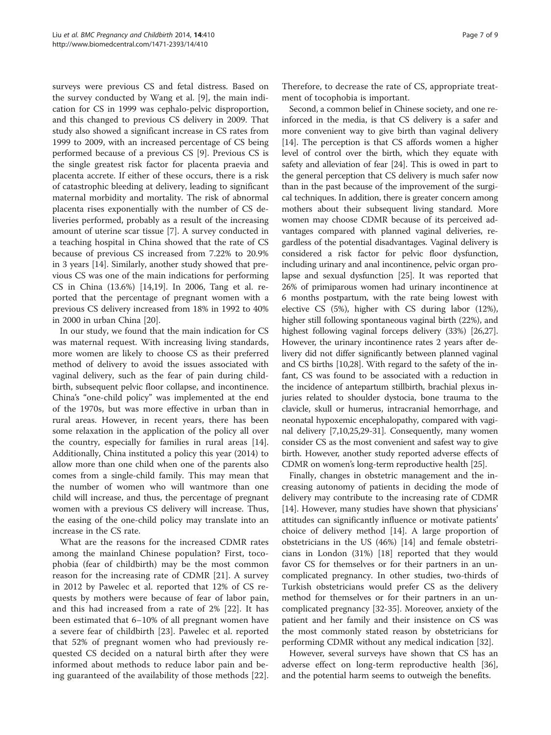surveys were previous CS and fetal distress. Based on the survey conducted by Wang et al. [9], the main indication for CS in 1999 was cephalo-pelvic disproportion, and this changed to previous CS delivery in 2009. That study also showed a significant increase in CS rates from 1999 to 2009, with an increased percentage of CS being performed because of a previous CS [9]. Previous CS is the single greatest risk factor for placenta praevia and placenta accrete. If either of these occurs, there is a risk of catastrophic bleeding at delivery, leading to significant maternal morbidity and mortality. The risk of abnormal placenta rises exponentially with the number of CS deliveries performed, probably as a result of the increasing amount of uterine scar tissue [7]. A survey conducted in a teaching hospital in China showed that the rate of CS because of previous CS increased from 7.22% to 20.9% in 3 years [14]. Similarly, another study showed that previous CS was one of the main indications for performing CS in China (13.6%) [14,19]. In 2006, Tang et al. reported that the percentage of pregnant women with a previous CS delivery increased from 18% in 1992 to 40% in 2000 in urban China [20].

In our study, we found that the main indication for CS was maternal request. With increasing living standards, more women are likely to choose CS as their preferred method of delivery to avoid the issues associated with vaginal delivery, such as the fear of pain during childbirth, subsequent pelvic floor collapse, and incontinence. China's "one-child policy" was implemented at the end of the 1970s, but was more effective in urban than in rural areas. However, in recent years, there has been some relaxation in the application of the policy all over the country, especially for families in rural areas [14]. Additionally, China instituted a policy this year (2014) to allow more than one child when one of the parents also comes from a single-child family. This may mean that the number of women who will wantmore than one child will increase, and thus, the percentage of pregnant women with a previous CS delivery will increase. Thus, the easing of the one-child policy may translate into an increase in the CS rate.

What are the reasons for the increased CDMR rates among the mainland Chinese population? First, tocophobia (fear of childbirth) may be the most common reason for the increasing rate of CDMR [21]. A survey in 2012 by Pawelec et al. reported that 12% of CS requests by mothers were because of fear of labor pain, and this had increased from a rate of 2% [22]. It has been estimated that 6–10% of all pregnant women have a severe fear of childbirth [23]. Pawelec et al. reported that 52% of pregnant women who had previously requested CS decided on a natural birth after they were informed about methods to reduce labor pain and being guaranteed of the availability of those methods [22]. Therefore, to decrease the rate of CS, appropriate treatment of tocophobia is important.

Second, a common belief in Chinese society, and one reinforced in the media, is that CS delivery is a safer and more convenient way to give birth than vaginal delivery [14]. The perception is that CS affords women a higher level of control over the birth, which they equate with safety and alleviation of fear [24]. This is owed in part to the general perception that CS delivery is much safer now than in the past because of the improvement of the surgical techniques. In addition, there is greater concern among mothers about their subsequent living standard. More women may choose CDMR because of its perceived advantages compared with planned vaginal deliveries, regardless of the potential disadvantages. Vaginal delivery is considered a risk factor for pelvic floor dysfunction, including urinary and anal incontinence, pelvic organ prolapse and sexual dysfunction [25]. It was reported that 26% of primiparous women had urinary incontinence at 6 months postpartum, with the rate being lowest with elective CS (5%), higher with CS during labor (12%), higher still following spontaneous vaginal birth (22%), and highest following vaginal forceps delivery (33%) [26,27]. However, the urinary incontinence rates 2 years after delivery did not differ significantly between planned vaginal and CS births [10,28]. With regard to the safety of the infant, CS was found to be associated with a reduction in the incidence of antepartum stillbirth, brachial plexus injuries related to shoulder dystocia, bone trauma to the clavicle, skull or humerus, intracranial hemorrhage, and neonatal hypoxemic encephalopathy, compared with vaginal delivery [7,10,25,29-31]. Consequently, many women consider CS as the most convenient and safest way to give birth. However, another study reported adverse effects of CDMR on women's long-term reproductive health [25].

Finally, changes in obstetric management and the increasing autonomy of patients in deciding the mode of delivery may contribute to the increasing rate of CDMR [14]. However, many studies have shown that physicians' attitudes can significantly influence or motivate patients' choice of delivery method [14]. A large proportion of obstetricians in the US (46%) [14] and female obstetricians in London (31%) [18] reported that they would favor CS for themselves or for their partners in an uncomplicated pregnancy. In other studies, two-thirds of Turkish obstetricians would prefer CS as the delivery method for themselves or for their partners in an uncomplicated pregnancy [32-35]. Moreover, anxiety of the patient and her family and their insistence on CS was the most commonly stated reason by obstetricians for performing CDMR without any medical indication [32].

However, several surveys have shown that CS has an adverse effect on long-term reproductive health [36], and the potential harm seems to outweigh the benefits.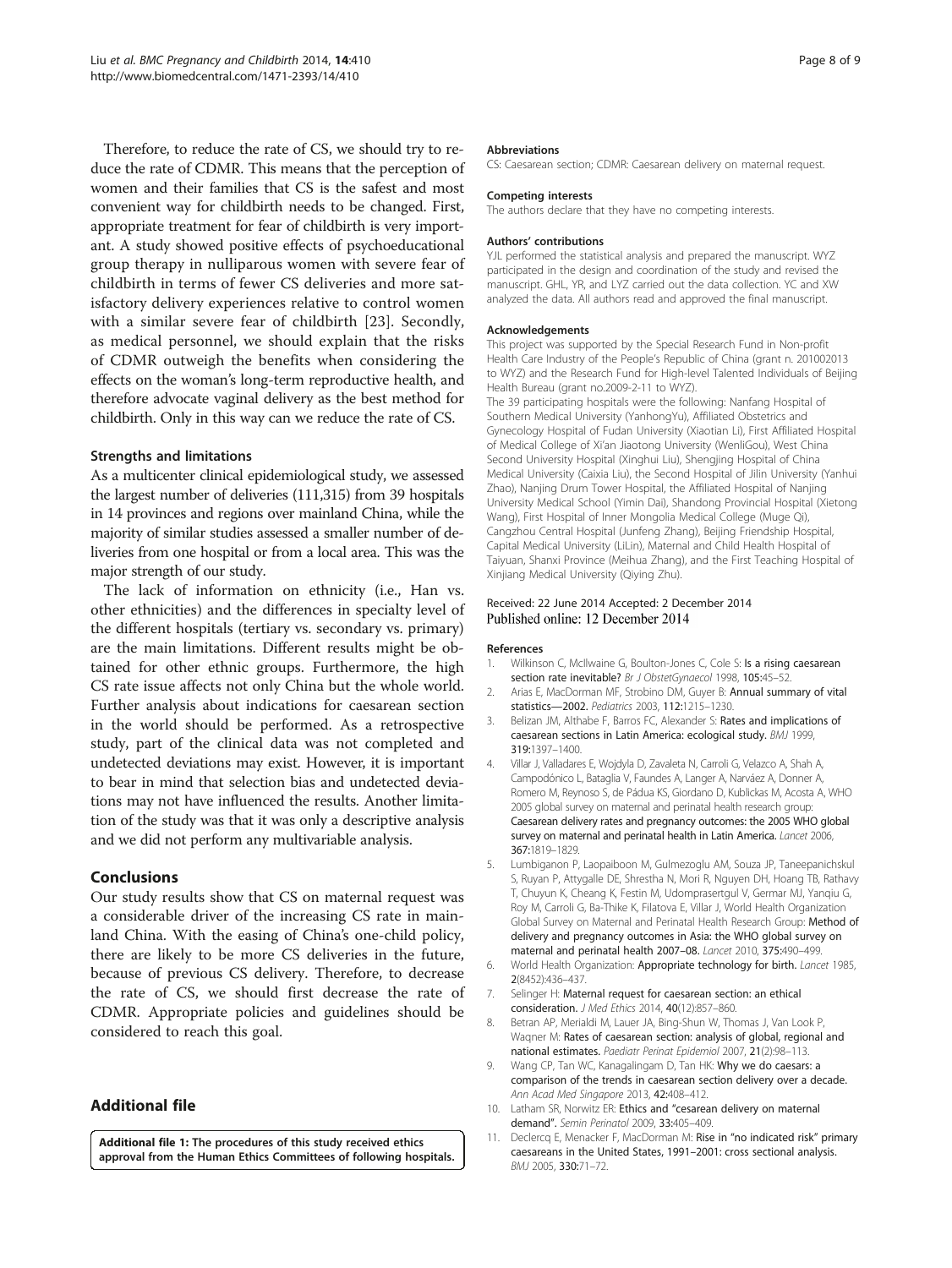Therefore, to reduce the rate of CS, we should try to reduce the rate of CDMR. This means that the perception of women and their families that CS is the safest and most convenient way for childbirth needs to be changed. First, appropriate treatment for fear of childbirth is very important. A study showed positive effects of psychoeducational group therapy in nulliparous women with severe fear of childbirth in terms of fewer CS deliveries and more satisfactory delivery experiences relative to control women with a similar severe fear of childbirth [23]. Secondly, as medical personnel, we should explain that the risks of CDMR outweigh the benefits when considering the effects on the woman's long-term reproductive health, and therefore advocate vaginal delivery as the best method for childbirth. Only in this way can we reduce the rate of CS.

### Strengths and limitations

As a multicenter clinical epidemiological study, we assessed the largest number of deliveries (111,315) from 39 hospitals in 14 provinces and regions over mainland China, while the majority of similar studies assessed a smaller number of deliveries from one hospital or from a local area. This was the major strength of our study.

The lack of information on ethnicity (i.e., Han vs. other ethnicities) and the differences in specialty level of the different hospitals (tertiary vs. secondary vs. primary) are the main limitations. Different results might be obtained for other ethnic groups. Furthermore, the high CS rate issue affects not only China but the whole world. Further analysis about indications for caesarean section in the world should be performed. As a retrospective study, part of the clinical data was not completed and undetected deviations may exist. However, it is important to bear in mind that selection bias and undetected deviations may not have influenced the results. Another limitation of the study was that it was only a descriptive analysis and we did not perform any multivariable analysis.

## Conclusions

Our study results show that CS on maternal request was a considerable driver of the increasing CS rate in mainland China. With the easing of China's one-child policy, there are likely to be more CS deliveries in the future, because of previous CS delivery. Therefore, to decrease the rate of CS, we should first decrease the rate of CDMR. Appropriate policies and guidelines should be considered to reach this goal.

## Additional file

**Additional file 1: The procedures of this study received ethics approval from the Human Ethics Committees of following hospitals.**

#### Abbreviations

CS: Caesarean section; CDMR: Caesarean delivery on maternal request.

#### Competing interests

The authors declare that they have no competing interests.

#### Authors' contributions

YJL performed the statistical analysis and prepared the manuscript. WYZ participated in the design and coordination of the study and revised the manuscript. GHL, YR, and LYZ carried out the data collection. YC and XW analyzed the data. All authors read and approved the final manuscript.

#### Acknowledgements

This project was supported by the Special Research Fund in Non-profit Health Care Industry of the People's Republic of China (grant n. 201002013 to WYZ) and the Research Fund for High-level Talented Individuals of Beijing Health Bureau (grant no.2009-2-11 to WYZ).

The 39 participating hospitals were the following: Nanfang Hospital of Southern Medical University (YanhongYu), Affiliated Obstetrics and Gynecology Hospital of Fudan University (Xiaotian Li), First Affiliated Hospital of Medical College of Xi'an Jiaotong University (WenliGou), West China Second University Hospital (Xinghui Liu), Shengjing Hospital of China Medical University (Caixia Liu), the Second Hospital of Jilin University (Yanhui Zhao), Nanjing Drum Tower Hospital, the Affiliated Hospital of Nanjing University Medical School (Yimin Dai), Shandong Provincial Hospital (Xietong Wang), First Hospital of Inner Mongolia Medical College (Muge Qi), Cangzhou Central Hospital (Junfeng Zhang), Beijing Friendship Hospital, Capital Medical University (LiLin), Maternal and Child Health Hospital of Taiyuan, Shanxi Province (Meihua Zhang), and the First Teaching Hospital of Xinjiang Medical University (Qiying Zhu).

Received: 22 June 2014 Accepted: 2 December 2014
Published online: 12 December 2014

#### References

1. Wilkinson C, McIlwaine G, Boulton-Jones C, Cole S: **Is a rising caesarean section rate inevitable?** *Br J ObstetGynaecol* 1998, **105:**45–52.
2. Arias E, MacDorman MF, Strobino DM, Guyer B: **Annual summary of vital statistics—2002.** *Pediatrics* 2003, **112:**1215–1230.
3. Belizan JM, Althabe F, Barros FC, Alexander S: **Rates and implications of caesarean sections in Latin America: ecological study.** *BMJ* 1999, **319:**1397–1400.
4. Villar J, Valladares E, Wojdyla D, Zavaleta N, Carroli G, Velazco A, Shah A, Campodónico L, Bataglia V, Faundes A, Langer A, Narváez A, Donner A, Romero M, Reynoso S, de Pádua KS, Giordano D, Kublickas M, Acosta A, WHO 2005 global survey on maternal and perinatal health research group: **Caesarean delivery rates and pregnancy outcomes: the 2005 WHO global survey on maternal and perinatal health in Latin America.** *Lancet* 2006, **367:**1819–1829.
5. Lumbiganon P, Laopaiboon M, Gulmezoglu AM, Souza JP, Taneepanichskul S, Ruyan P, Attygalle DE, Shrestha N, Mori R, Nguyen DH, Hoang TB, Rathavy T, Chuyun K, Cheang K, Festin M, Udomprasertgul V, Germar MJ, Yanqiu G, Roy M, Carroli G, Ba-Thike K, Filatova E, Villar J, World Health Organization Global Survey on Maternal and Perinatal Health Research Group: **Method of delivery and pregnancy outcomes in Asia: the WHO global survey on maternal and perinatal health 2007–08.** *Lancet* 2010, **375:**490–499.
6. World Health Organization: **Appropriate technology for birth.** *Lancet* 1985, **2**(8452):436–437.
7. Selinger H: **Maternal request for caesarean section: an ethical consideration.** *J Med Ethics* 2014, **40**(12):857–860.
8. Betran AP, Merialdi M, Lauer JA, Bing-Shun W, Thomas J, Van Look P, Wagner M: **Rates of caesarean section: analysis of global, regional and national estimates.** *Paediatr Perinat Epidemiol* 2007, **21**(2):98–113.
9. Wang CP, Tan WC, Kanagalingam D, Tan HK: **Why we do caesars: a comparison of the trends in caesarean section delivery over a decade.** *Ann Acad Med Singapore* 2013, **42:**408–412.
10. Latham SR, Norwitz ER: **Ethics and "cesarean delivery on maternal demand".** *Semin Perinatol* 2009, **33:**405–409.
11. Declercq E, Menacker F, MacDorman M: **Rise in "no indicated risk" primary caesareans in the United States, 1991–2001: cross sectional analysis.** *BMJ* 2005, **330:**71–72.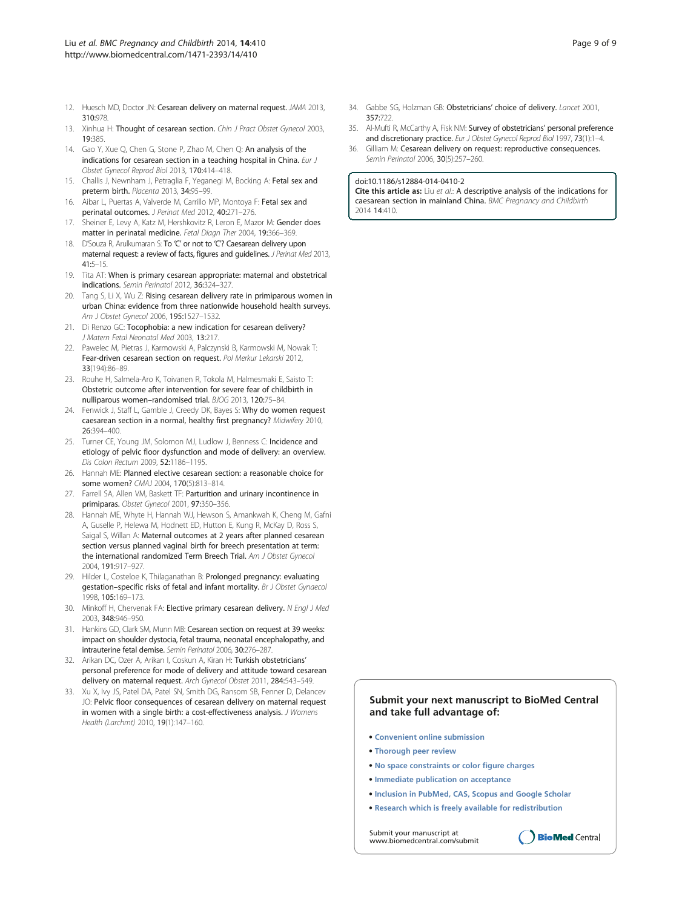12. Huesch MD, Doctor JN: Cesarean delivery on maternal request. *JAMA* 2013, **310**:978.
13. Xinhua H: Thought of cesarean section. *Chin J Pract Obstet Gynecol* 2003, **19**:385.
14. Gao Y, Xue Q, Chen G, Stone P, Zhao M, Chen Q: An analysis of the indications for cesarean section in a teaching hospital in China. *Eur J Obstet Gynecol Reprod Biol* 2013, **170**:414–418.
15. Challis J, Newnham J, Petraglia F, Yeganegi M, Bocking A: Fetal sex and preterm birth. *Placenta* 2013, **34**:95–99.
16. Aibar L, Puertas A, Valverde M, Carrillo MP, Montoya F: Fetal sex and perinatal outcomes. *J Perinat Med* 2012, **40**:271–276.
17. Sheiner E, Levy A, Katz M, Hershkovitz R, Leron E, Mazor M: Gender does matter in perinatal medicine. *Fetal Diagn Ther* 2004, **19**:366–369.
18. D'Souza R, Arulkumaran S: To 'C' or not to 'C'? Caesarean delivery upon maternal request: a review of facts, figures and guidelines. *J Perinat Med* 2013, **41**:5–15.
19. Tita AT: When is primary cesarean appropriate: maternal and obstetrical indications. *Semin Perinatol* 2012, **36**:324–327.
20. Tang S, Li X, Wu Z: Rising cesarean delivery rate in primiparous women in urban China: evidence from three nationwide household health surveys. *Am J Obstet Gynecol* 2006, **195**:1527–1532.
21. Di Renzo GC: Tocophobia: a new indication for cesarean delivery? *J Matern Fetal Neonatal Med* 2003, **13**:217.
22. Pawelec M, Pietras J, Karmowski A, Palczynski B, Karmowski M, Nowak T: Fear-driven cesarean section on request. *Pol Merkur Lekarski* 2012, **33**(194):86–89.
23. Rouhe H, Salmela-Aro K, Toivanen R, Tokola M, Halmesmaki E, Saisto T: Obstetric outcome after intervention for severe fear of childbirth in nulliparous women–randomised trial. *BJOG* 2013, **120**:75–84.
24. Fenwick J, Staff L, Gamble J, Creedy DK, Bayes S: Why do women request caesarean section in a normal, healthy first pregnancy? *Midwifery* 2010, **26**:394–400.
25. Turner CE, Young JM, Solomon MJ, Ludlow J, Benness C: Incidence and etiology of pelvic floor dysfunction and mode of delivery: an overview. *Dis Colon Rectum* 2009, **52**:1186–1195.
26. Hannah ME: Planned elective cesarean section: a reasonable choice for some women? *CMAJ* 2004, **170**(5):813–814.
27. Farrell SA, Allen VM, Baskett TF: Parturition and urinary incontinence in primiparas. *Obstet Gynecol* 2001, **97**:350–356.
28. Hannah ME, Whyte H, Hannah WJ, Hewson S, Amankwah K, Cheng M, Gafni A, Guselle P, Helewa M, Hodnett ED, Hutton E, Kung R, McKay D, Ross S, Saigal S, Willan A: Maternal outcomes at 2 years after planned cesarean section versus planned vaginal birth for breech presentation at term: the international randomized Term Breech Trial. *Am J Obstet Gynecol* 2004, **191**:917–927.
29. Hilder L, Costeloe K, Thilaganathan B: Prolonged pregnancy: evaluating gestation–specific risks of fetal and infant mortality. *Br J Obstet Gynaecol* 1998, **105**:169–173.
30. Minkoff H, Chervenak FA: Elective primary cesarean delivery. *N Engl J Med* 2003, **348**:946–950.
31. Hankins GD, Clark SM, Munn MB: Cesarean section on request at 39 weeks: impact on shoulder dystocia, fetal trauma, neonatal encephalopathy, and intrauterine fetal demise. *Semin Perinatol* 2006, **30**:276–287.
32. Arikan DC, Ozer A, Arikan I, Coskun A, Kiran H: Turkish obstetricians' personal preference for mode of delivery and attitude toward cesarean delivery on maternal request. *Arch Gynecol Obstet* 2011, **284**:543–549.
33. Xu X, Ivy JS, Patel DA, Patel SN, Smith DG, Ransom SB, Fenner D, Delancev JO: Pelvic floor consequences of cesarean delivery on maternal request in women with a single birth: a cost-effectiveness analysis. *J Womens Health (Larchmt)* 2010, **19**(1):147–160.
34. Gabbe SG, Holzman GB: Obstetricians' choice of delivery. *Lancet* 2001, **357**:722.
35. Al-Mufti R, McCarthy A, Fisk NM: Survey of obstetricians' personal preference and discretionary practice. *Eur J Obstet Gynecol Reprod Biol* 1997, **73**(1):1–4.
36. Gilliam M: Cesarean delivery on request: reproductive consequences. *Semin Perinatol* 2006, **30**(5):257–260.

doi:10.1186/s12884-014-0410-2

**Cite this article as:** Liu *et al.*: A descriptive analysis of the indications for caesarean section in mainland China. *BMC Pregnancy and Childbirth* 2014 **14**:410.

**Submit your next manuscript to BioMed Central and take full advantage of:**

- Convenient online submission
- Thorough peer review
- No space constraints or color figure charges
- Immediate publication on acceptance
- Inclusion in PubMed, CAS, Scopus and Google Scholar
- Research which is freely available for redistribution

Submit your manuscript at www.biomedcentral.com/submit

BioMed Central